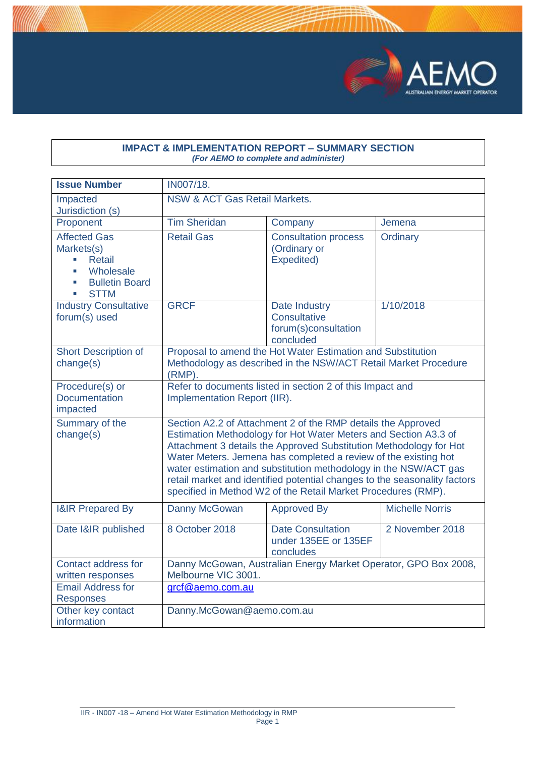**IMPACT & IMPLEMENTATION REPORT – SUMMARY SECTION**
*(For AEMO to complete and administer)*

| **Issue Number** | IN007/18. | | |
|---|---|---|---|
| Impacted Jurisdiction (s) | NSW & ACT Gas Retail Markets. | | |
| Proponent | Tim Sheridan | Company | Jemena |
| Affected Gas Markets(s) <br> - Retail <br> - Wholesale <br> - Bulletin Board <br> - STTM | Retail Gas | Consultation process (Ordinary or Expedited) | Ordinary |
| Industry Consultative forum(s) used | GRCF | Date Industry Consultative forum(s)consultation concluded | 1/10/2018 |
| Short Description of change(s) | Proposal to amend the Hot Water Estimation and Substitution Methodology as described in the NSW/ACT Retail Market Procedure (RMP). | | |
| Procedure(s) or Documentation impacted | Refer to documents listed in section 2 of this Impact and Implementation Report (IIR). | | |
| Summary of the change(s) | Section A2.2 of Attachment 2 of the RMP details the Approved Estimation Methodology for Hot Water Meters and Section A3.3 of Attachment 3 details the Approved Substitution Methodology for Hot Water Meters. Jemena has completed a review of the existing hot water estimation and substitution methodology in the NSW/ACT gas retail market and identified potential changes to the seasonality factors specified in Method W2 of the Retail Market Procedures (RMP). | | |
| I&IR Prepared By | Danny McGowan | Approved By | Michelle Norris |
| Date I&IR published | 8 October 2018 | Date Consultation under 135EE or 135EF concludes | 2 November 2018 |
| Contact address for written responses | Danny McGowan, Australian Energy Market Operator, GPO Box 2008, Melbourne VIC 3001. | | |
| Email Address for Responses | grcf@aemo.com.au | | |
| Other key contact information | Danny.McGowan@aemo.com.au | | |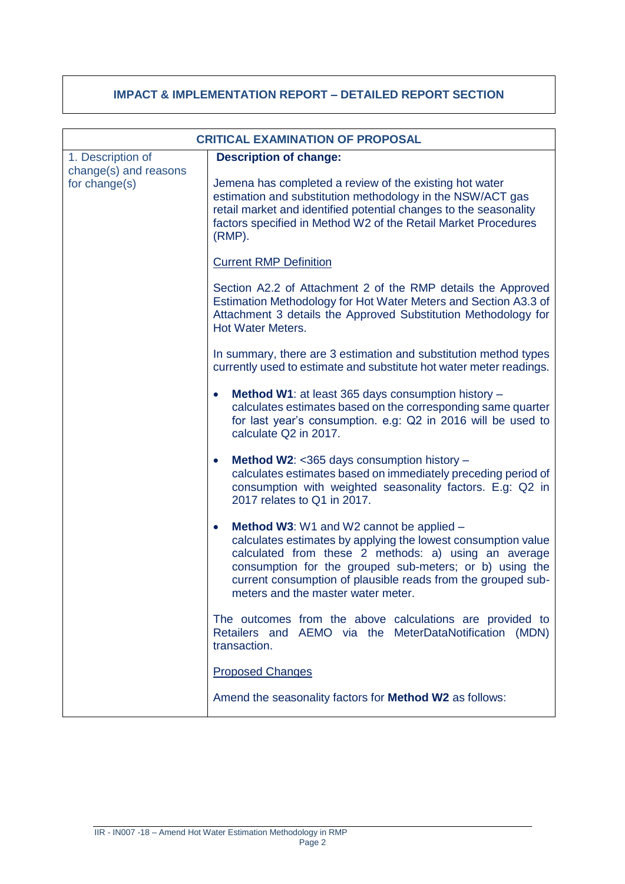# IMPACT & IMPLEMENTATION REPORT – DETAILED REPORT SECTION

| CRITICAL EXAMINATION OF PROPOSAL | |
|---|---|
| 1. Description of change(s) and reasons for change(s) | **Description of change:**<br><br>Jemena has completed a review of the existing hot water estimation and substitution methodology in the NSW/ACT gas retail market and identified potential changes to the seasonality factors specified in Method W2 of the Retail Market Procedures (RMP).<br><br>Current RMP Definition<br><br>Section A2.2 of Attachment 2 of the RMP details the Approved Estimation Methodology for Hot Water Meters and Section A3.3 of Attachment 3 details the Approved Substitution Methodology for Hot Water Meters.<br><br>In summary, there are 3 estimation and substitution method types currently used to estimate and substitute hot water meter readings.<br><br>• **Method W1**: at least 365 days consumption history – calculates estimates based on the corresponding same quarter for last year's consumption. e.g: Q2 in 2016 will be used to calculate Q2 in 2017.<br><br>• **Method W2**: <365 days consumption history – calculates estimates based on immediately preceding period of consumption with weighted seasonality factors. E.g: Q2 in 2017 relates to Q1 in 2017.<br><br>• **Method W3**: W1 and W2 cannot be applied – calculates estimates by applying the lowest consumption value calculated from these 2 methods: a) using an average consumption for the grouped sub-meters; or b) using the current consumption of plausible reads from the grouped sub-meters and the master water meter.<br><br>The outcomes from the above calculations are provided to Retailers and AEMO via the MeterDataNotification (MDN) transaction.<br><br>Proposed Changes<br><br>Amend the seasonality factors for **Method W2** as follows: |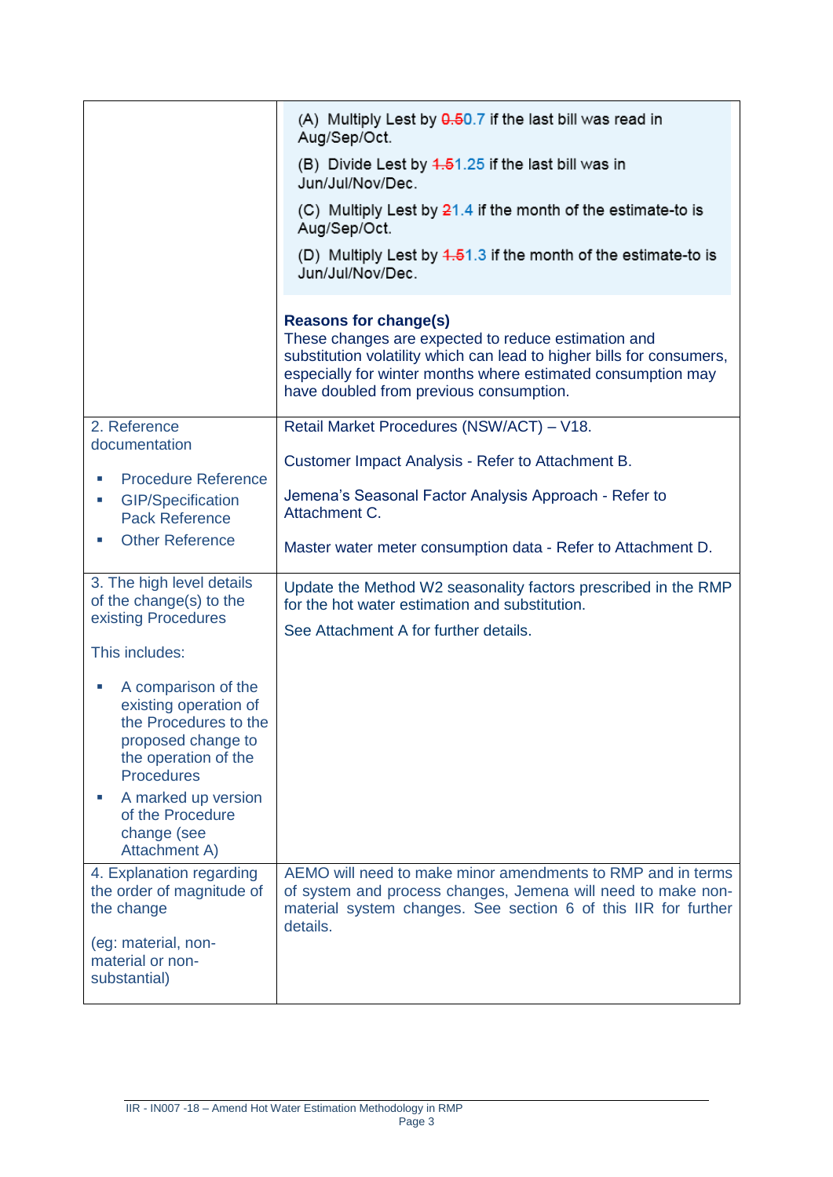| | |
|---|---|
| | (A) Multiply Lest by ~~0.5~~0.7 if the last bill was read in Aug/Sep/Oct.<br><br>(B) Divide Lest by ~~1.5~~1.25 if the last bill was in Jun/Jul/Nov/Dec.<br><br>(C) Multiply Lest by ~~2~~1.4 if the month of the estimate-to is Aug/Sep/Oct.<br><br>(D) Multiply Lest by ~~1.5~~1.3 if the month of the estimate-to is Jun/Jul/Nov/Dec.<br><br>**Reasons for change(s)**<br>These changes are expected to reduce estimation and substitution volatility which can lead to higher bills for consumers, especially for winter months where estimated consumption may have doubled from previous consumption. |
| 2. Reference documentation<br><br>▪ Procedure Reference<br>▪ GIP/Specification Pack Reference<br>▪ Other Reference | Retail Market Procedures (NSW/ACT) – V18.<br><br>Customer Impact Analysis - Refer to Attachment B.<br><br>Jemena's Seasonal Factor Analysis Approach - Refer to Attachment C.<br><br>Master water meter consumption data - Refer to Attachment D. |
| 3. The high level details of the change(s) to the existing Procedures<br><br>This includes:<br><br>▪ A comparison of the existing operation of the Procedures to the proposed change to the operation of the Procedures<br>▪ A marked up version of the Procedure change (see Attachment A) | Update the Method W2 seasonality factors prescribed in the RMP for the hot water estimation and substitution.<br><br>See Attachment A for further details. |
| 4. Explanation regarding the order of magnitude of the change<br><br>(eg: material, non-material or non-substantial) | AEMO will need to make minor amendments to RMP and in terms of system and process changes, Jemena will need to make non-material system changes. See section 6 of this IIR for further details. |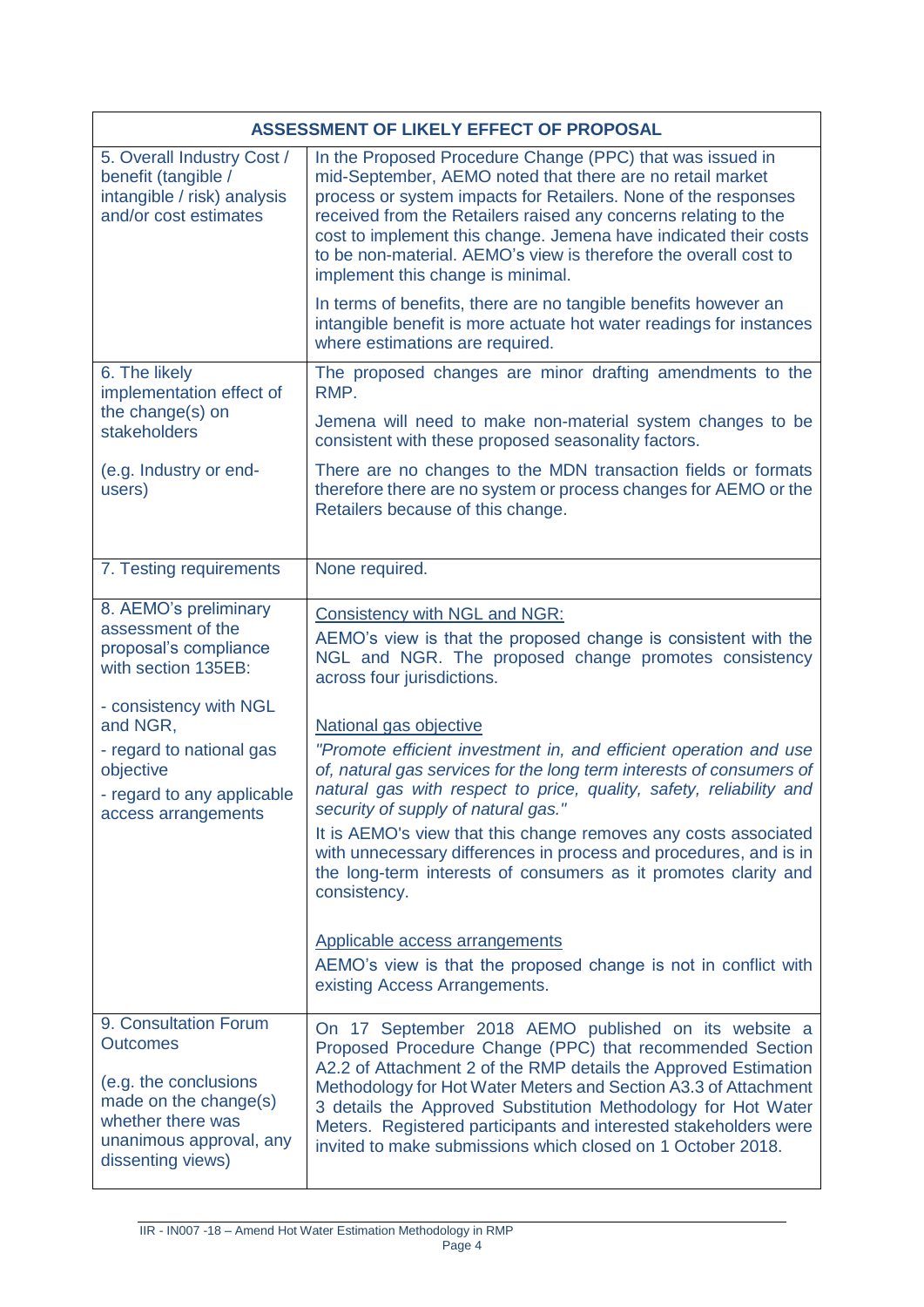| ASSESSMENT OF LIKELY EFFECT OF PROPOSAL | |
|---|---|
| 5. Overall Industry Cost / benefit (tangible / intangible / risk) analysis and/or cost estimates | In the Proposed Procedure Change (PPC) that was issued in mid-September, AEMO noted that there are no retail market process or system impacts for Retailers. None of the responses received from the Retailers raised any concerns relating to the cost to implement this change. Jemena have indicated their costs to be non-material. AEMO's view is therefore the overall cost to implement this change is minimal.<br><br>In terms of benefits, there are no tangible benefits however an intangible benefit is more actuate hot water readings for instances where estimations are required. |
| 6. The likely implementation effect of the change(s) on stakeholders<br><br>(e.g. Industry or end-users) | The proposed changes are minor drafting amendments to the RMP.<br><br>Jemena will need to make non-material system changes to be consistent with these proposed seasonality factors.<br><br>There are no changes to the MDN transaction fields or formats therefore there are no system or process changes for AEMO or the Retailers because of this change. |
| 7. Testing requirements | None required. |
| 8. AEMO's preliminary assessment of the proposal's compliance with section 135EB:<br><br>- consistency with NGL and NGR,<br>- regard to national gas objective<br>- regard to any applicable access arrangements | <u>Consistency with NGL and NGR:</u><br>AEMO's view is that the proposed change is consistent with the NGL and NGR. The proposed change promotes consistency across four jurisdictions.<br><br><u>National gas objective</u><br>*"Promote efficient investment in, and efficient operation and use of, natural gas services for the long term interests of consumers of natural gas with respect to price, quality, safety, reliability and security of supply of natural gas."*<br>It is AEMO's view that this change removes any costs associated with unnecessary differences in process and procedures, and is in the long-term interests of consumers as it promotes clarity and consistency.<br><br><u>Applicable access arrangements</u><br>AEMO's view is that the proposed change is not in conflict with existing Access Arrangements. |
| 9. Consultation Forum Outcomes<br><br>(e.g. the conclusions made on the change(s) whether there was unanimous approval, any dissenting views) | On 17 September 2018 AEMO published on its website a Proposed Procedure Change (PPC) that recommended Section A2.2 of Attachment 2 of the RMP details the Approved Estimation Methodology for Hot Water Meters and Section A3.3 of Attachment 3 details the Approved Substitution Methodology for Hot Water Meters. Registered participants and interested stakeholders were invited to make submissions which closed on 1 October 2018. |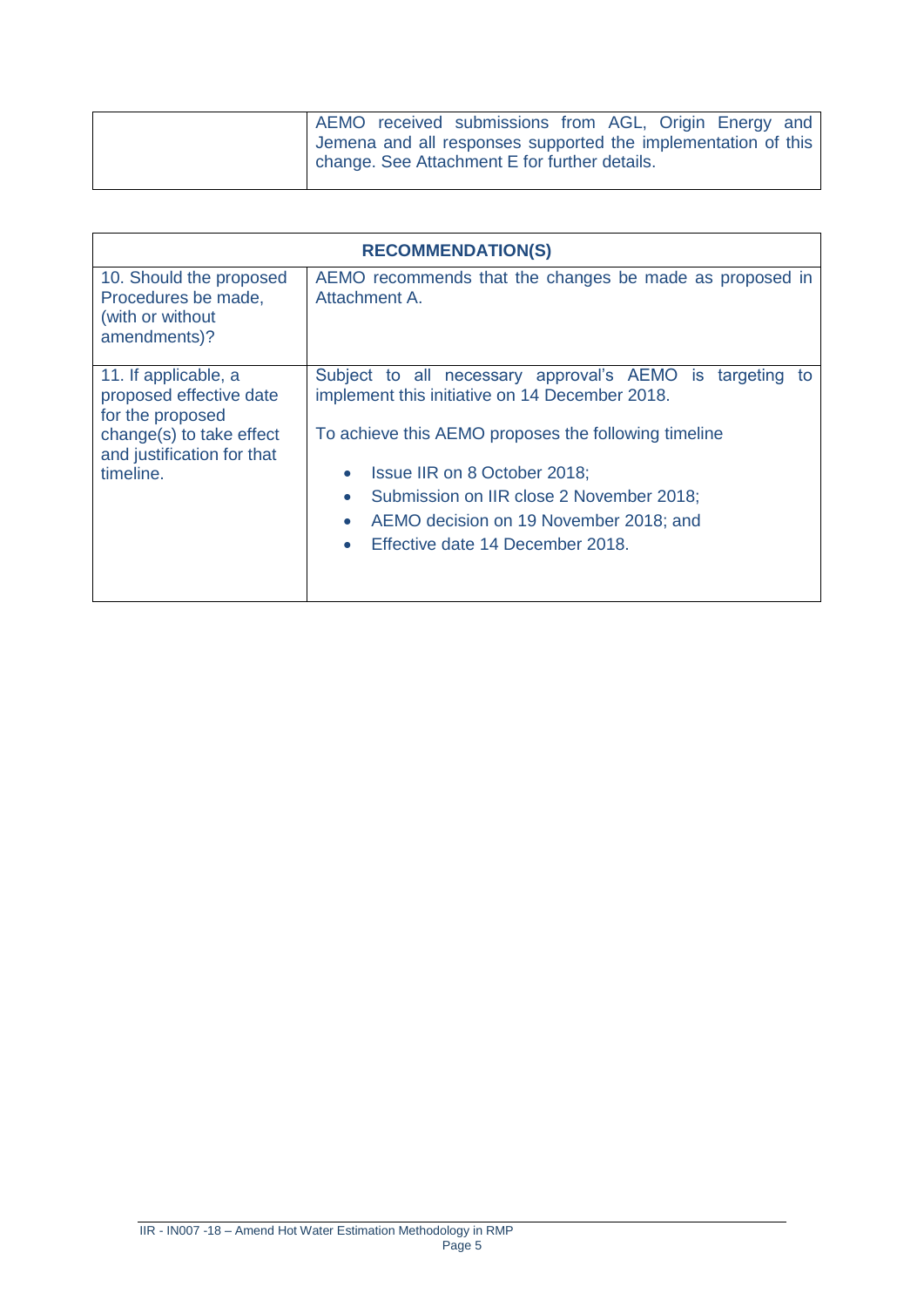| | |
|---|---|
| | AEMO received submissions from AGL, Origin Energy and Jemena and all responses supported the implementation of this change. See Attachment E for further details. |

| RECOMMENDATION(S) | |
|---|---|
| 10. Should the proposed Procedures be made, (with or without amendments)? | AEMO recommends that the changes be made as proposed in Attachment A. |
| 11. If applicable, a proposed effective date for the proposed change(s) to take effect and justification for that timeline. | Subject to all necessary approval's AEMO is targeting to implement this initiative on 14 December 2018.<br><br>To achieve this AEMO proposes the following timeline<br><br>• Issue IIR on 8 October 2018;<br>• Submission on IIR close 2 November 2018;<br>• AEMO decision on 19 November 2018; and<br>• Effective date 14 December 2018. |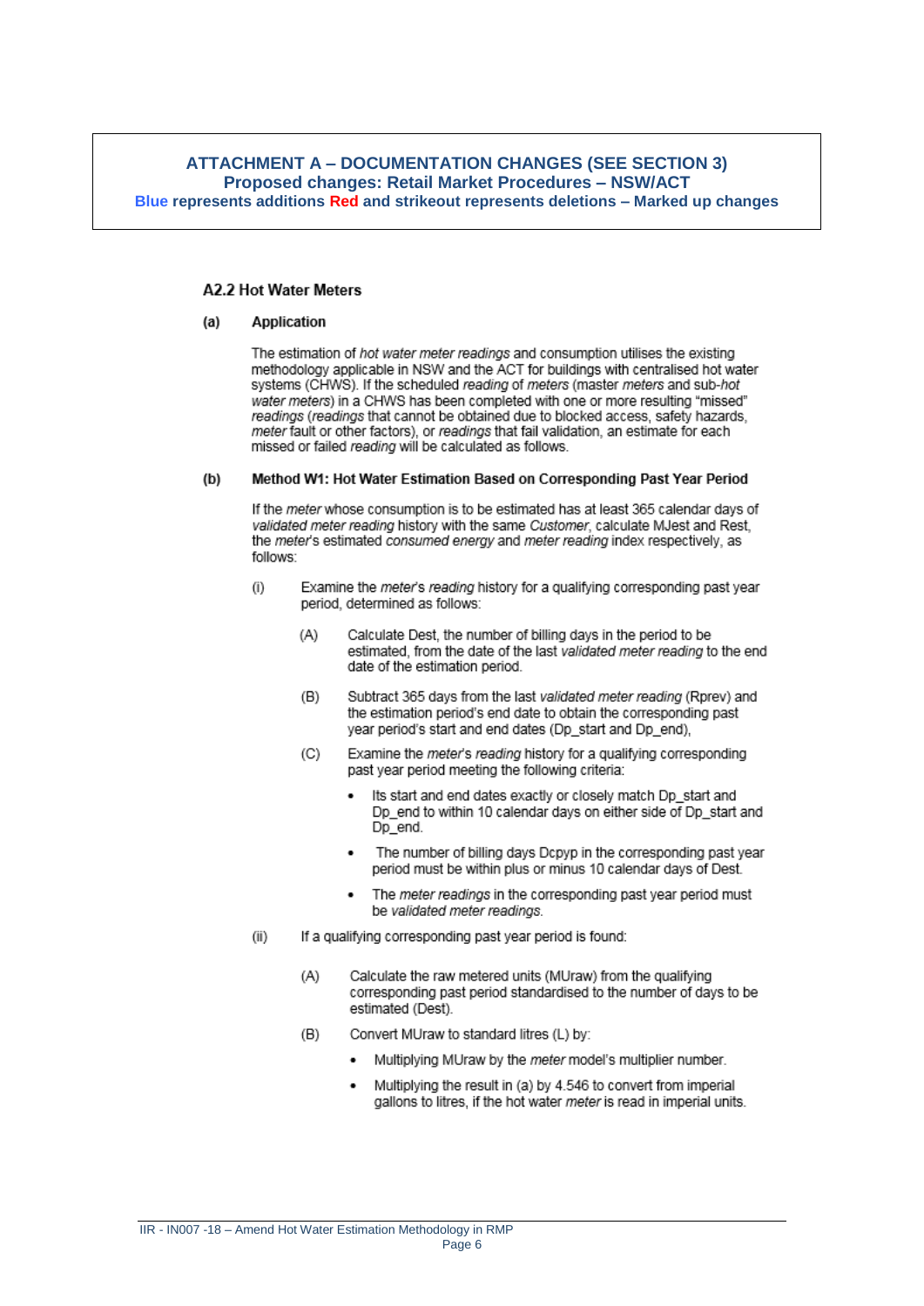**ATTACHMENT A – DOCUMENTATION CHANGES (SEE SECTION 3)**
**Proposed changes: Retail Market Procedures – NSW/ACT**
**Blue represents additions Red and strikeout represents deletions – Marked up changes**

### A2.2 Hot Water Meters

**(a) Application**

The estimation of *hot water meter readings* and consumption utilises the existing methodology applicable in NSW and the ACT for buildings with centralised hot water systems (CHWS). If the scheduled *reading* of *meters* (master *meters* and sub-*hot water meters*) in a CHWS has been completed with one or more resulting "missed" *readings* (*readings* that cannot be obtained due to blocked access, safety hazards, *meter* fault or other factors), or *readings* that fail validation, an estimate for each missed or failed *reading* will be calculated as follows.

**(b) Method W1: Hot Water Estimation Based on Corresponding Past Year Period**

If the *meter* whose consumption is to be estimated has at least 365 calendar days of *validated meter reading* history with the same *Customer*, calculate MJest and Rest, the *meter*'s estimated *consumed energy* and *meter reading* index respectively, as follows:

(i) Examine the *meter*'s *reading* history for a qualifying corresponding past year period, determined as follows:

(A) Calculate Dest, the number of billing days in the period to be estimated, from the date of the last *validated meter reading* to the end date of the estimation period.

(B) Subtract 365 days from the last *validated meter reading* (Rprev) and the estimation period's end date to obtain the corresponding past year period's start and end dates (Dp_start and Dp_end),

(C) Examine the *meter*'s *reading* history for a qualifying corresponding past year period meeting the following criteria:

- Its start and end dates exactly or closely match Dp_start and Dp_end to within 10 calendar days on either side of Dp_start and Dp_end.
- The number of billing days Dcpyp in the corresponding past year period must be within plus or minus 10 calendar days of Dest.
- The *meter readings* in the corresponding past year period must be *validated meter readings*.

(ii) If a qualifying corresponding past year period is found:

(A) Calculate the raw metered units (MUraw) from the qualifying corresponding past period standardised to the number of days to be estimated (Dest).

(B) Convert MUraw to standard litres (L) by:

- Multiplying MUraw by the *meter* model's multiplier number.
- Multiplying the result in (a) by 4.546 to convert from imperial gallons to litres, if the hot water *meter* is read in imperial units.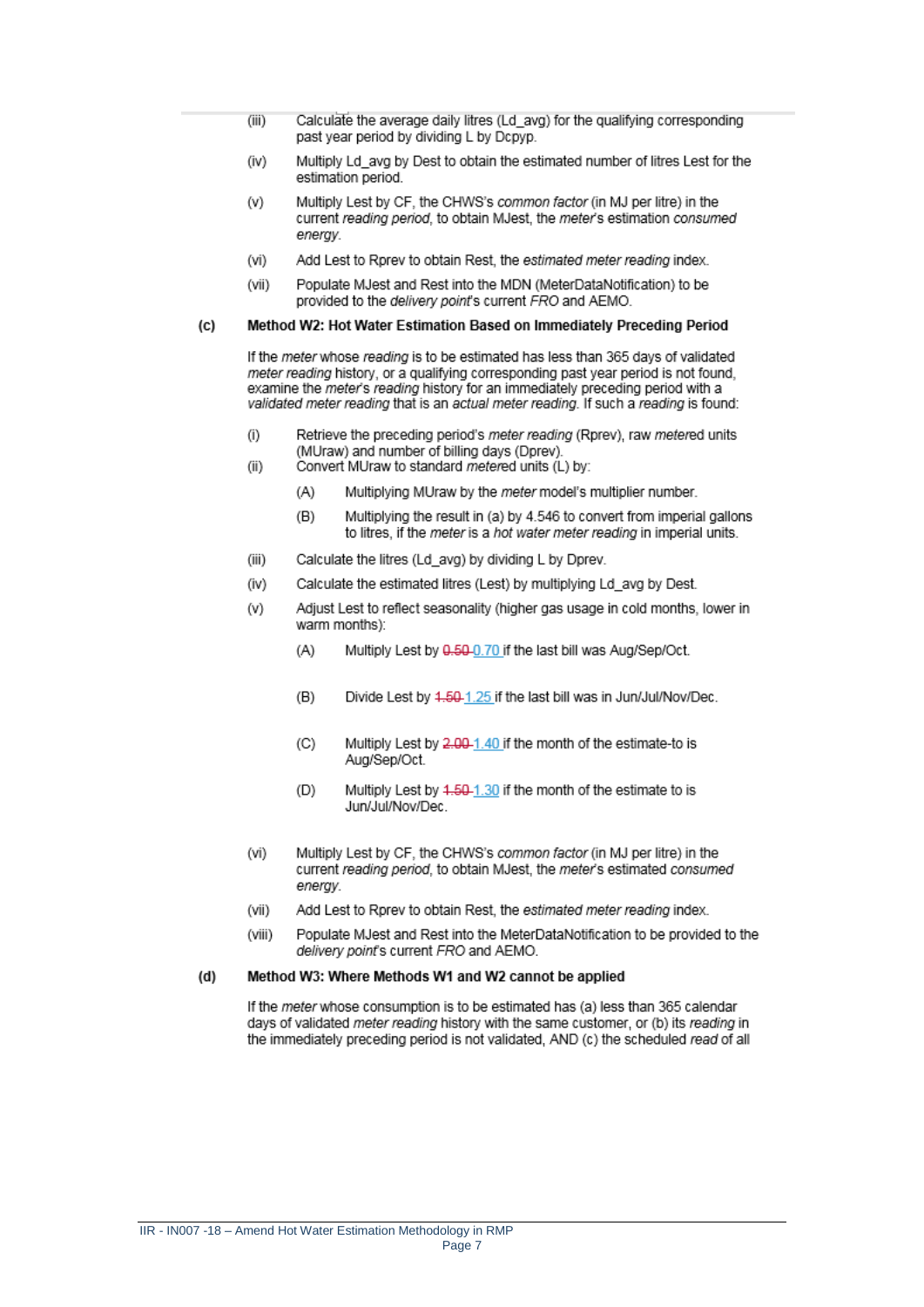(iii) Calculate the average daily litres (Ld_avg) for the qualifying corresponding past year period by dividing L by Dcpyp.

(iv) Multiply Ld_avg by Dest to obtain the estimated number of litres Lest for the estimation period.

(v) Multiply Lest by CF, the CHWS's *common factor* (in MJ per litre) in the current *reading period*, to obtain MJest, the *meter's* estimation *consumed energy*.

(vi) Add Lest to Rprev to obtain Rest, the *estimated meter reading* index.

(vii) Populate MJest and Rest into the MDN (MeterDataNotification) to be provided to the *delivery point*'s current *FRO* and AEMO.

**(c) Method W2: Hot Water Estimation Based on Immediately Preceding Period**

If the *meter* whose *reading* is to be estimated has less than 365 days of validated *meter reading* history, or a qualifying corresponding past year period is not found, examine the *meter's reading* history for an immediately preceding period with a *validated meter reading* that is an *actual meter reading*. If such a *reading* is found:

(i) Retrieve the preceding period's *meter reading* (Rprev), raw *metered* units (MUraw) and number of billing days (Dprev).

(ii) Convert MUraw to standard *metered* units (L) by:

(A) Multiplying MUraw by the *meter* model's multiplier number.

(B) Multiplying the result in (a) by 4.546 to convert from imperial gallons to litres, if the *meter* is a *hot water meter reading* in imperial units.

(iii) Calculate the litres (Ld_avg) by dividing L by Dprev.

(iv) Calculate the estimated litres (Lest) by multiplying Ld_avg by Dest.

(v) Adjust Lest to reflect seasonality (higher gas usage in cold months, lower in warm months):

(A) Multiply Lest by ~~0.50~~ 0.70 if the last bill was Aug/Sep/Oct.

(B) Divide Lest by ~~1.50~~ 1.25 if the last bill was in Jun/Jul/Nov/Dec.

(C) Multiply Lest by ~~2.00~~ 1.40 if the month of the estimate-to is Aug/Sep/Oct.

(D) Multiply Lest by ~~1.50~~ 1.30 if the month of the estimate to is Jun/Jul/Nov/Dec.

(vi) Multiply Lest by CF, the CHWS's *common factor* (in MJ per litre) in the current *reading period*, to obtain MJest, the *meter's* estimated *consumed energy*.

(vii) Add Lest to Rprev to obtain Rest, the *estimated meter reading* index.

(viii) Populate MJest and Rest into the MeterDataNotification to be provided to the *delivery point*'s current *FRO* and AEMO.

**(d) Method W3: Where Methods W1 and W2 cannot be applied**

If the *meter* whose consumption is to be estimated has (a) less than 365 calendar days of validated *meter reading* history with the same customer, or (b) its *reading* in the immediately preceding period is not validated, AND (c) the scheduled *read* of all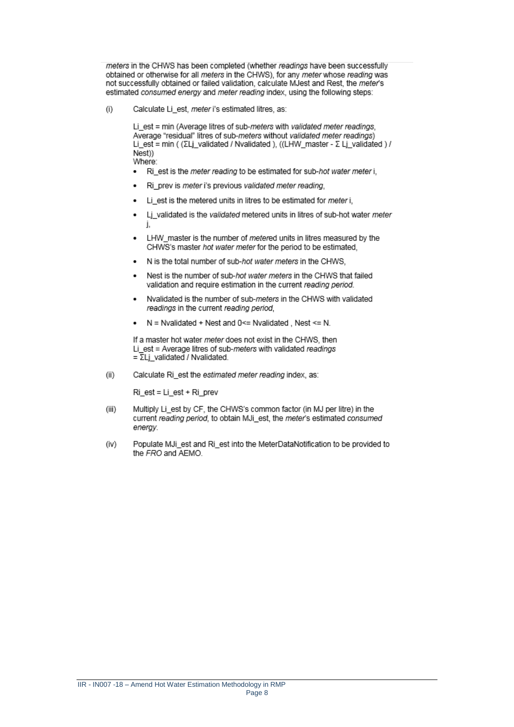*meters* in the CHWS has been completed (whether *readings* have been successfully obtained or otherwise for all *meters* in the CHWS), for any *meter* whose *reading* was not successfully obtained or failed validation, calculate MJest and Rest, the *meter*'s estimated *consumed energy* and *meter reading* index, using the following steps:

(i) Calculate Li_est, *meter* i's estimated litres, as:

Li_est = min (Average litres of sub-*meters* with *validated meter readings*, Average "residual" litres of sub-*meters* without *validated meter readings*)
Li_est = min ( (ΣLj_validated / Nvalidated ), ((LHW_master - Σ Lj_validated ) / Nest))
Where:

- Ri_est is the *meter reading* to be estimated for sub-*hot water meter* i,
- Ri_prev is *meter* i's previous *validated meter reading*,
- Li_est is the metered units in litres to be estimated for *meter* i,
- Lj_validated is the *validated* metered units in litres of sub-hot water *meter* j,
- LHW_master is the number of *meter*ed units in litres measured by the CHWS's master *hot water meter* for the period to be estimated,
- N is the total number of sub-*hot water meters* in the CHWS,
- Nest is the number of sub-*hot water meters* in the CHWS that failed validation and require estimation in the current *reading period*.
- Nvalidated is the number of sub-*meters* in the CHWS with validated *readings* in the current *reading period*,
- N = Nvalidated + Nest and 0<= Nvalidated , Nest <= N.

If a master hot water *meter* does not exist in the CHWS, then
Li_est = Average litres of sub-*meters* with validated *readings*
= ΣLj_validated / Nvalidated.

(ii) Calculate Ri_est the *estimated meter reading* index, as:

Ri_est = Li_est + Ri_prev

(iii) Multiply Li_est by CF, the CHWS's common factor (in MJ per litre) in the current *reading period*, to obtain MJi_est, the *meter*'s estimated *consumed energy*.

(iv) Populate MJi_est and Ri_est into the MeterDataNotification to be provided to the *FRO* and AEMO.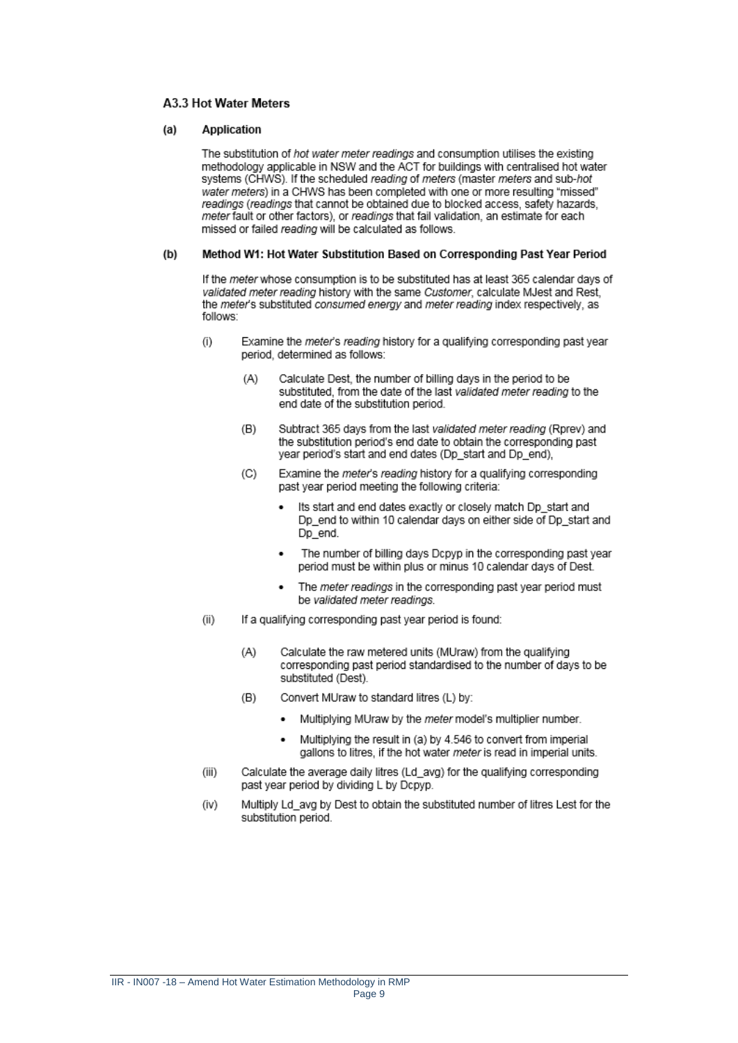### A3.3 Hot Water Meters

**(a) Application**

The substitution of *hot water meter readings* and consumption utilises the existing methodology applicable in NSW and the ACT for buildings with centralised hot water systems (CHWS). If the scheduled *reading* of *meters* (master *meters* and sub-*hot water meters*) in a CHWS has been completed with one or more resulting "missed" *readings* (*readings* that cannot be obtained due to blocked access, safety hazards, *meter* fault or other factors), or *readings* that fail validation, an estimate for each missed or failed *reading* will be calculated as follows.

**(b) Method W1: Hot Water Substitution Based on Corresponding Past Year Period**

If the *meter* whose consumption is to be substituted has at least 365 calendar days of *validated meter reading* history with the same *Customer*, calculate MJest and Rest, the *meter*'s substituted *consumed energy* and *meter reading* index respectively, as follows:

(i) Examine the *meter*'s *reading* history for a qualifying corresponding past year period, determined as follows:

 (A) Calculate Dest, the number of billing days in the period to be substituted, from the date of the last *validated meter reading* to the end date of the substitution period.

 (B) Subtract 365 days from the last *validated meter reading* (Rprev) and the substitution period's end date to obtain the corresponding past year period's start and end dates (Dp_start and Dp_end),

 (C) Examine the *meter*'s *reading* history for a qualifying corresponding past year period meeting the following criteria:

  - Its start and end dates exactly or closely match Dp_start and Dp_end to within 10 calendar days on either side of Dp_start and Dp_end.
  - The number of billing days Dcpyp in the corresponding past year period must be within plus or minus 10 calendar days of Dest.
  - The *meter readings* in the corresponding past year period must be *validated meter readings*.

(ii) If a qualifying corresponding past year period is found:

 (A) Calculate the raw metered units (MUraw) from the qualifying corresponding past period standardised to the number of days to be substituted (Dest).

 (B) Convert MUraw to standard litres (L) by:

  - Multiplying MUraw by the *meter* model's multiplier number.
  - Multiplying the result in (a) by 4.546 to convert from imperial gallons to litres, if the hot water *meter* is read in imperial units.

(iii) Calculate the average daily litres (Ld_avg) for the qualifying corresponding past year period by dividing L by Dcpyp.

(iv) Multiply Ld_avg by Dest to obtain the substituted number of litres Lest for the substitution period.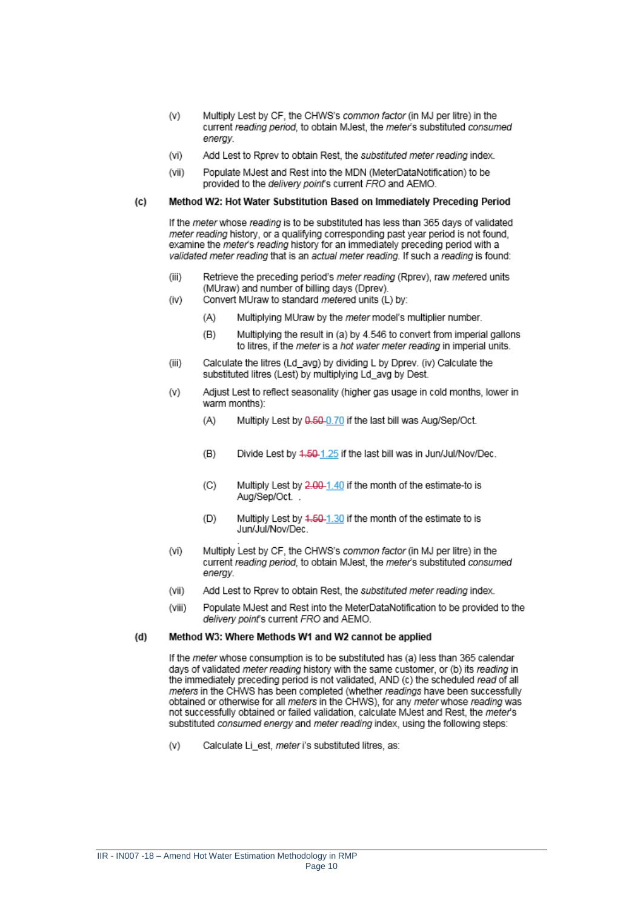(v) Multiply Lest by CF, the CHWS's *common factor* (in MJ per litre) in the current *reading period*, to obtain MJest, the *meter*'s substituted *consumed energy*.

(vi) Add Lest to Rprev to obtain Rest, the *substituted meter reading* index.

(vii) Populate MJest and Rest into the MDN (MeterDataNotification) to be provided to the *delivery point*'s current *FRO* and AEMO.

**(c) Method W2: Hot Water Substitution Based on Immediately Preceding Period**

If the *meter* whose *reading* is to be substituted has less than 365 days of validated *meter reading* history, or a qualifying corresponding past year period is not found, examine the *meter*'s *reading* history for an immediately preceding period with a *validated meter reading* that is an *actual meter reading*. If such a *reading* is found:

(iii) Retrieve the preceding period's *meter reading* (Rprev), raw *metered* units (MUraw) and number of billing days (Dprev).

(iv) Convert MUraw to standard *metered* units (L) by:

(A) Multiplying MUraw by the *meter* model's multiplier number.

(B) Multiplying the result in (a) by 4.546 to convert from imperial gallons to litres, if the *meter* is a *hot water meter reading* in imperial units.

(iii) Calculate the litres (Ld_avg) by dividing L by Dprev. (iv) Calculate the substituted litres (Lest) by multiplying Ld_avg by Dest.

(v) Adjust Lest to reflect seasonality (higher gas usage in cold months, lower in warm months):

(A) Multiply Lest by ~~0.50~~ 0.70 if the last bill was Aug/Sep/Oct.

(B) Divide Lest by ~~1.50~~ 1.25 if the last bill was in Jun/Jul/Nov/Dec.

(C) Multiply Lest by ~~2.00~~ 1.40 if the month of the estimate-to is Aug/Sep/Oct. .

(D) Multiply Lest by ~~1.50~~ 1.30 if the month of the estimate to is Jun/Jul/Nov/Dec.

(vi) Multiply Lest by CF, the CHWS's *common factor* (in MJ per litre) in the current *reading period*, to obtain MJest, the *meter*'s substituted *consumed energy*.

(vii) Add Lest to Rprev to obtain Rest, the *substituted meter reading* index.

(viii) Populate MJest and Rest into the MeterDataNotification to be provided to the *delivery point*'s current *FRO* and AEMO.

**(d) Method W3: Where Methods W1 and W2 cannot be applied**

If the *meter* whose consumption is to be substituted has (a) less than 365 calendar days of validated *meter reading* history with the same customer, or (b) its *reading* in the immediately preceding period is not validated, AND (c) the scheduled *read* of all *meters* in the CHWS has been completed (whether *readings* have been successfully obtained or otherwise for all *meters* in the CHWS), for any *meter* whose *reading* was not successfully obtained or failed validation, calculate MJest and Rest, the *meter*'s substituted *consumed energy* and *meter reading* index, using the following steps:

(v) Calculate Li_est, *meter* i's substituted litres, as: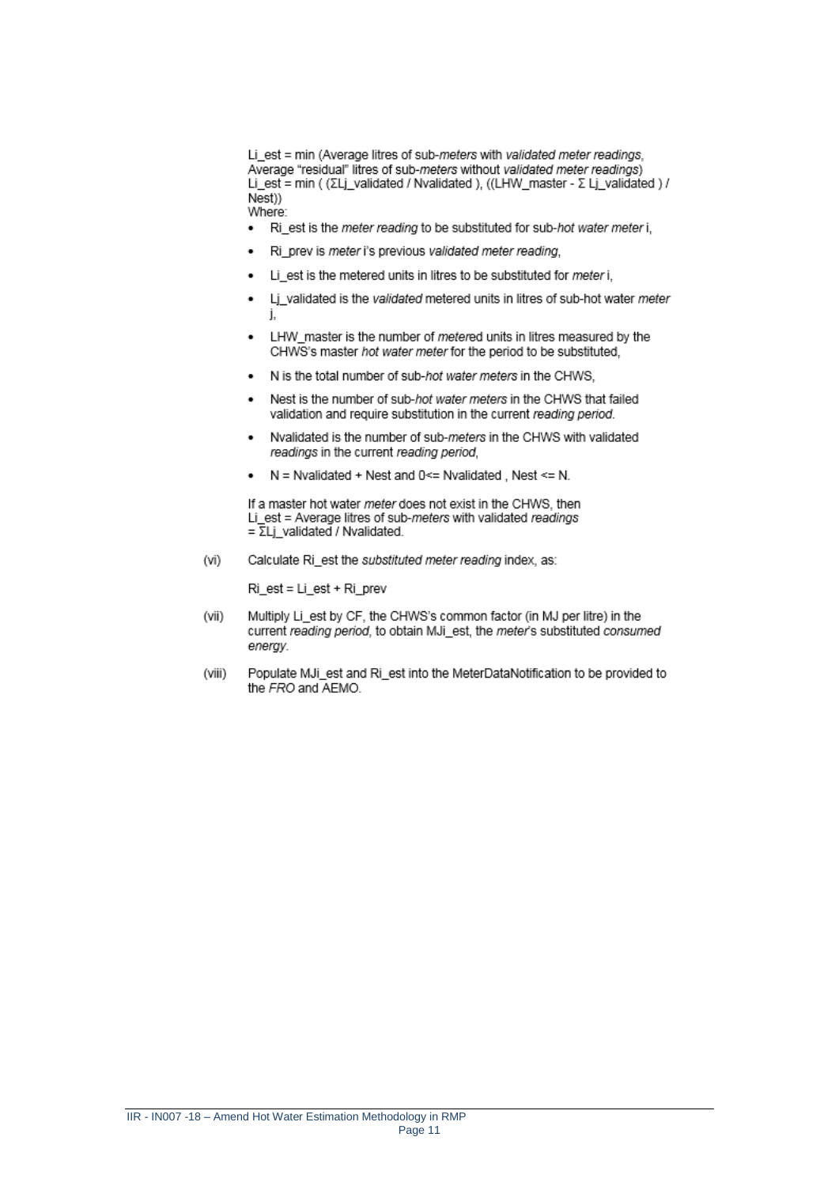Li_est = min (Average litres of sub-*meters* with *validated meter readings*, Average "residual" litres of sub-*meters* without *validated meter readings*)
Li_est = min ( (ΣLj_validated / Nvalidated ), ((LHW_master - Σ Lj_validated ) / Nest))
Where:

- Ri_est is the *meter reading* to be substituted for sub-*hot water meter* i,
- Ri_prev is *meter* i's previous *validated meter reading*,
- Li_est is the metered units in litres to be substituted for *meter* i,
- Lj_validated is the *validated* metered units in litres of sub-hot water *meter* j,
- LHW_master is the number of *metere*d units in litres measured by the CHWS's master *hot water meter* for the period to be substituted,
- N is the total number of sub-*hot water meters* in the CHWS,
- Nest is the number of sub-*hot water meters* in the CHWS that failed validation and require substitution in the current *reading period*.
- Nvalidated is the number of sub-*meters* in the CHWS with validated *readings* in the current *reading period*,
- N = Nvalidated + Nest and 0<= Nvalidated , Nest <= N.

If a master hot water *meter* does not exist in the CHWS, then
Li_est = Average litres of sub-*meters* with validated *readings*
= ΣLj_validated / Nvalidated.

(vi) Calculate Ri_est the *substituted meter reading* index, as:

Ri_est = Li_est + Ri_prev

(vii) Multiply Li_est by CF, the CHWS's common factor (in MJ per litre) in the current *reading period*, to obtain MJi_est, the *meter*'s substituted *consumed energy*.

(viii) Populate MJi_est and Ri_est into the MeterDataNotification to be provided to the *FRO* and AEMO.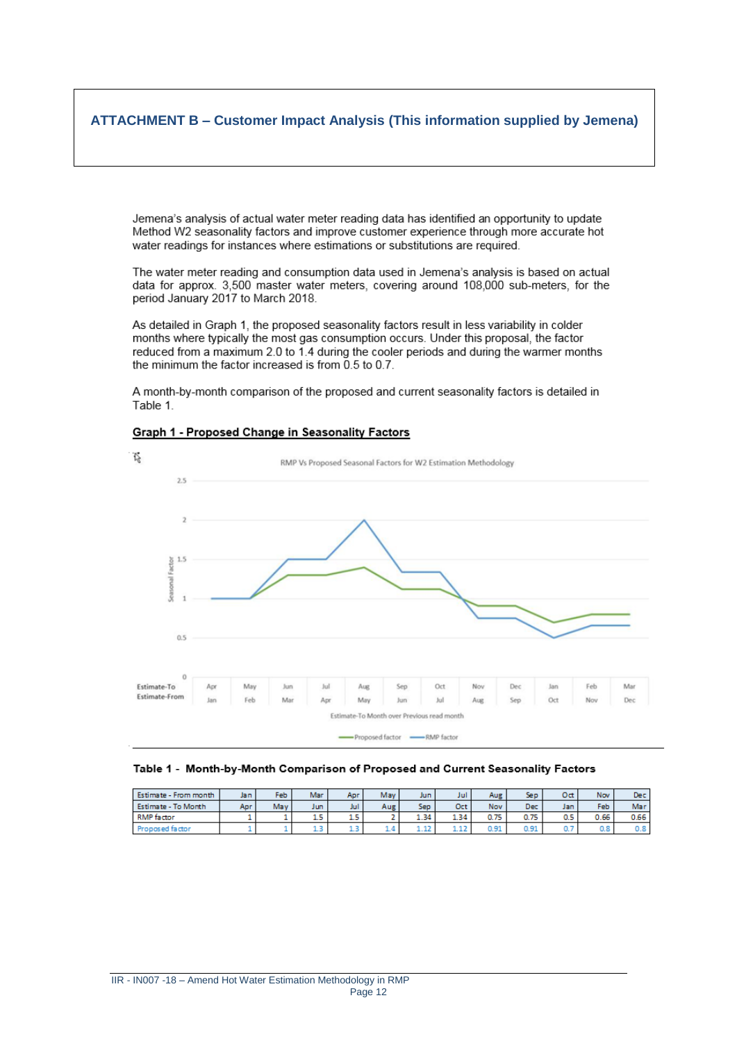## ATTACHMENT B – Customer Impact Analysis (This information supplied by Jemena)

Jemena's analysis of actual water meter reading data has identified an opportunity to update Method W2 seasonality factors and improve customer experience through more accurate hot water readings for instances where estimations or substitutions are required.

The water meter reading and consumption data used in Jemena's analysis is based on actual data for approx. 3,500 master water meters, covering around 108,000 sub-meters, for the period January 2017 to March 2018.

As detailed in Graph 1, the proposed seasonality factors result in less variability in colder months where typically the most gas consumption occurs. Under this proposal, the factor reduced from a maximum 2.0 to 1.4 during the cooler periods and during the warmer months the minimum the factor increased is from 0.5 to 0.7.

A month-by-month comparison of the proposed and current seasonality factors is detailed in Table 1.

**Graph 1 - Proposed Change in Seasonality Factors**

RMP Vs Proposed Seasonal Factors for W2 Estimation Methodology

| Estimate-To | Apr | May | Jun | Jul | Aug | Sep | Oct | Nov | Dec | Jan | Feb | Mar |
|---|---|---|---|---|---|---|---|---|---|---|---|---|
| Estimate-From | Jan | Feb | Mar | Apr | May | Jun | Jul | Aug | Sep | Oct | Nov | Dec |

Estimate-To Month over Previous read month

Proposed factor — RMP factor

**Table 1 - Month-by-Month Comparison of Proposed and Current Seasonality Factors**

| Estimate - From month | Jan | Feb | Mar | Apr | May | Jun | Jul | Aug | Sep | Oct | Nov | Dec |
|---|---|---|---|---|---|---|---|---|---|---|---|---|
| Estimate - To Month | Apr | May | Jun | Jul | Aug | Sep | Oct | Nov | Dec | Jan | Feb | Mar |
| RMP factor | 1 | 1 | 1.5 | 1.5 | 2 | 1.34 | 1.34 | 0.75 | 0.75 | 0.5 | 0.66 | 0.66 |
| Proposed factor | 1 | 1 | 1.3 | 1.3 | 1.4 | 1.12 | 1.12 | 0.91 | 0.91 | 0.7 | 0.8 | 0.8 |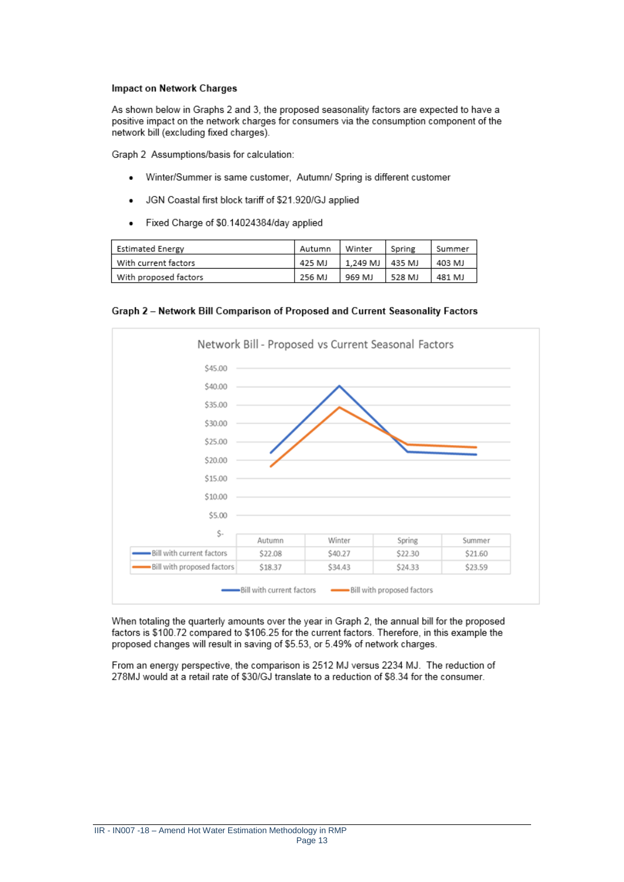**Impact on Network Charges**

As shown below in Graphs 2 and 3, the proposed seasonality factors are expected to have a positive impact on the network charges for consumers via the consumption component of the network bill (excluding fixed charges).

Graph 2 Assumptions/basis for calculation:

- Winter/Summer is same customer, Autumn/ Spring is different customer
- JGN Coastal first block tariff of $21.920/GJ applied
- Fixed Charge of $0.14024384/day applied

| Estimated Energy | Autumn | Winter | Spring | Summer |
|---|---|---|---|---|
| With current factors | 425 MJ | 1,249 MJ | 435 MJ | 403 MJ |
| With proposed factors | 256 MJ | 969 MJ | 528 MJ | 481 MJ |

**Graph 2 – Network Bill Comparison of Proposed and Current Seasonality Factors**

Network Bill - Proposed vs Current Seasonal Factors

| | Autumn | Winter | Spring | Summer |
|---|---|---|---|---|
| Bill with current factors | $22.08 | $40.27 | $22.30 | $21.60 |
| Bill with proposed factors | $18.37 | $34.43 | $24.33 | $23.59 |

When totaling the quarterly amounts over the year in Graph 2, the annual bill for the proposed factors is $100.72 compared to $106.25 for the current factors. Therefore, in this example the proposed changes will result in saving of $5.53, or 5.49% of network charges.

From an energy perspective, the comparison is 2512 MJ versus 2234 MJ. The reduction of 278MJ would at a retail rate of $30/GJ translate to a reduction of $8.34 for the consumer.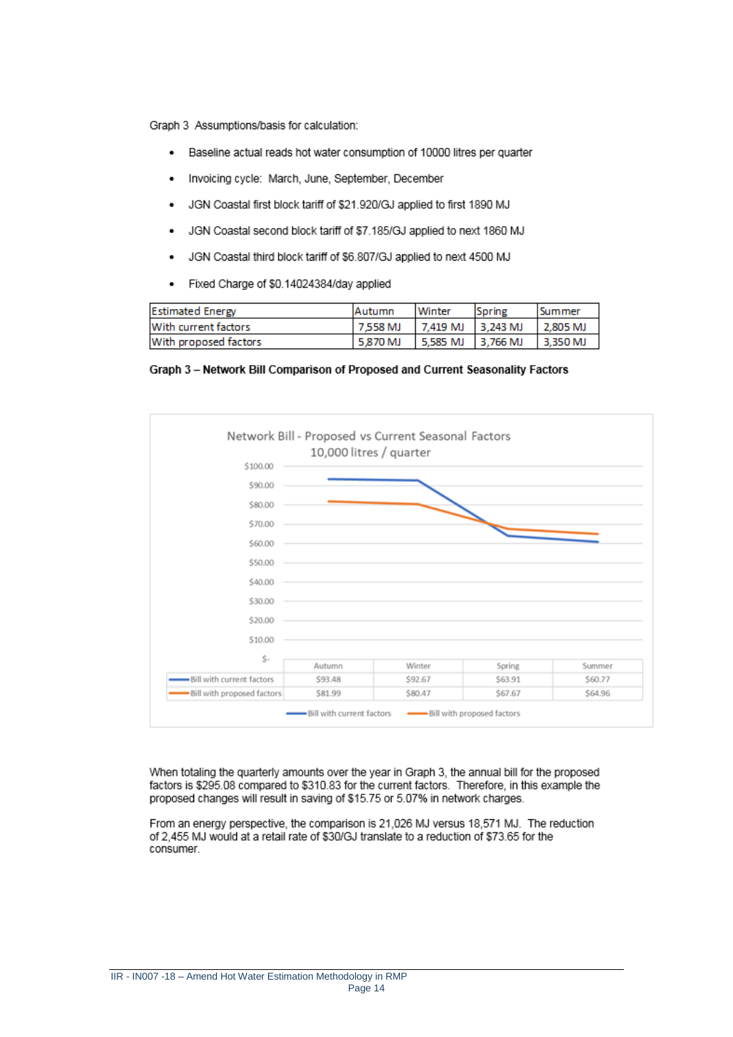Graph 3 Assumptions/basis for calculation:

- Baseline actual reads hot water consumption of 10000 litres per quarter
- Invoicing cycle: March, June, September, December
- JGN Coastal first block tariff of $21.920/GJ applied to first 1890 MJ
- JGN Coastal second block tariff of $7.185/GJ applied to next 1860 MJ
- JGN Coastal third block tariff of $6.807/GJ applied to next 4500 MJ
- Fixed Charge of $0.14024384/day applied

| Estimated Energy | Autumn | Winter | Spring | Summer |
|---|---|---|---|---|
| With current factors | 7,558 MJ | 7,419 MJ | 3,243 MJ | 2,805 MJ |
| With proposed factors | 5,870 MJ | 5,585 MJ | 3,766 MJ | 3,350 MJ |

**Graph 3 – Network Bill Comparison of Proposed and Current Seasonality Factors**

Network Bill - Proposed vs Current Seasonal Factors
10,000 litres / quarter

| | Autumn | Winter | Spring | Summer |
|---|---|---|---|---|
| Bill with current factors | $93.48 | $92.67 | $63.91 | $60.77 |
| Bill with proposed factors | $81.99 | $80.47 | $67.67 | $64.96 |

When totaling the quarterly amounts over the year in Graph 3, the annual bill for the proposed factors is $295.08 compared to $310.83 for the current factors. Therefore, in this example the proposed changes will result in saving of $15.75 or 5.07% in network charges.

From an energy perspective, the comparison is 21,026 MJ versus 18,571 MJ. The reduction of 2,455 MJ would at a retail rate of $30/GJ translate to a reduction of $73.65 for the consumer.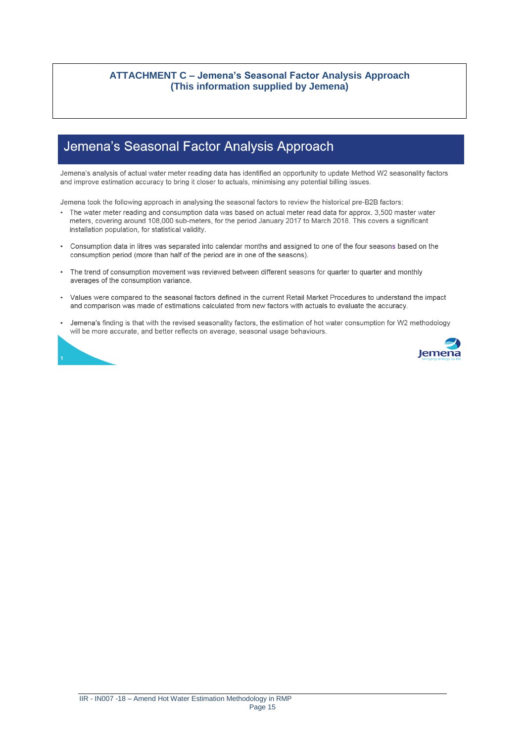**ATTACHMENT C – Jemena's Seasonal Factor Analysis Approach**
**(This information supplied by Jemena)**

# Jemena's Seasonal Factor Analysis Approach

Jemena's analysis of actual water meter reading data has identified an opportunity to update Method W2 seasonality factors and improve estimation accuracy to bring it closer to actuals, minimising any potential billing issues.

Jemena took the following approach in analysing the seasonal factors to review the historical pre-B2B factors:

- The water meter reading and consumption data was based on actual meter read data for approx. 3,500 master water meters, covering around 108,000 sub-meters, for the period January 2017 to March 2018. This covers a significant installation population, for statistical validity.
- Consumption data in litres was separated into calendar months and assigned to one of the four seasons based on the consumption period (more than half of the period are in one of the seasons).
- The trend of consumption movement was reviewed between different seasons for quarter to quarter and monthly averages of the consumption variance.
- Values were compared to the seasonal factors defined in the current Retail Market Procedures to understand the impact and comparison was made of estimations calculated from new factors with actuals to evaluate the accuracy.
- Jemena's finding is that with the revised seasonality factors, the estimation of hot water consumption for W2 methodology will be more accurate, and better reflects on average, seasonal usage behaviours.

Jemena
bringing energy to life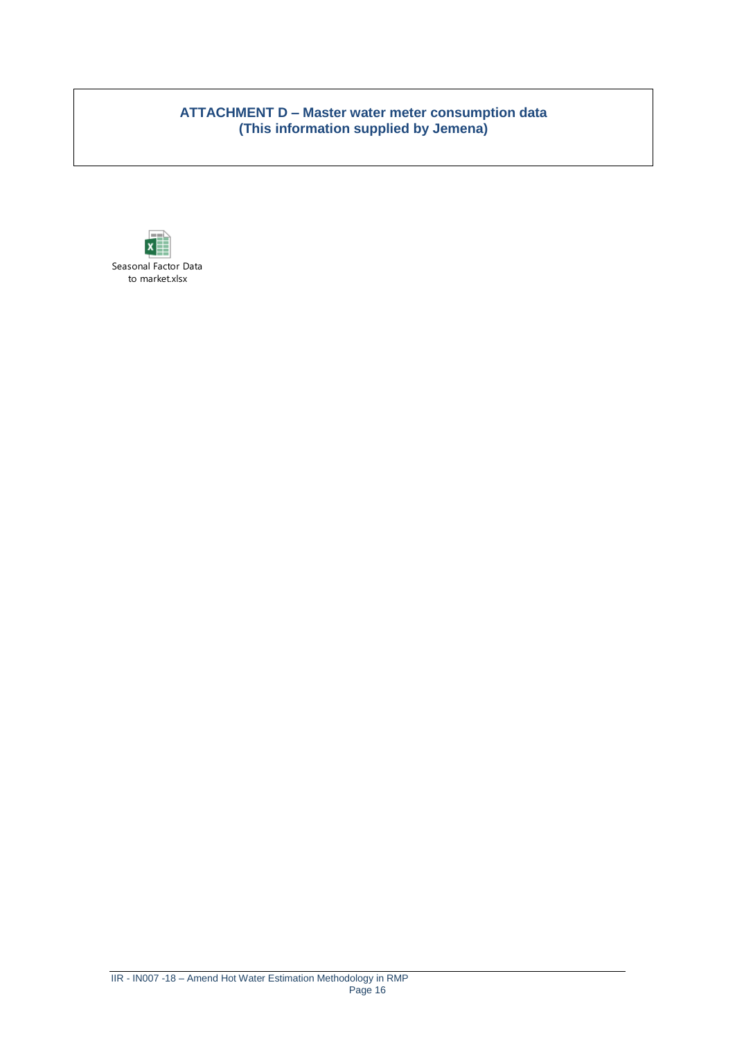**ATTACHMENT D – Master water meter consumption data (This information supplied by Jemena)**

Seasonal Factor Data to market.xlsx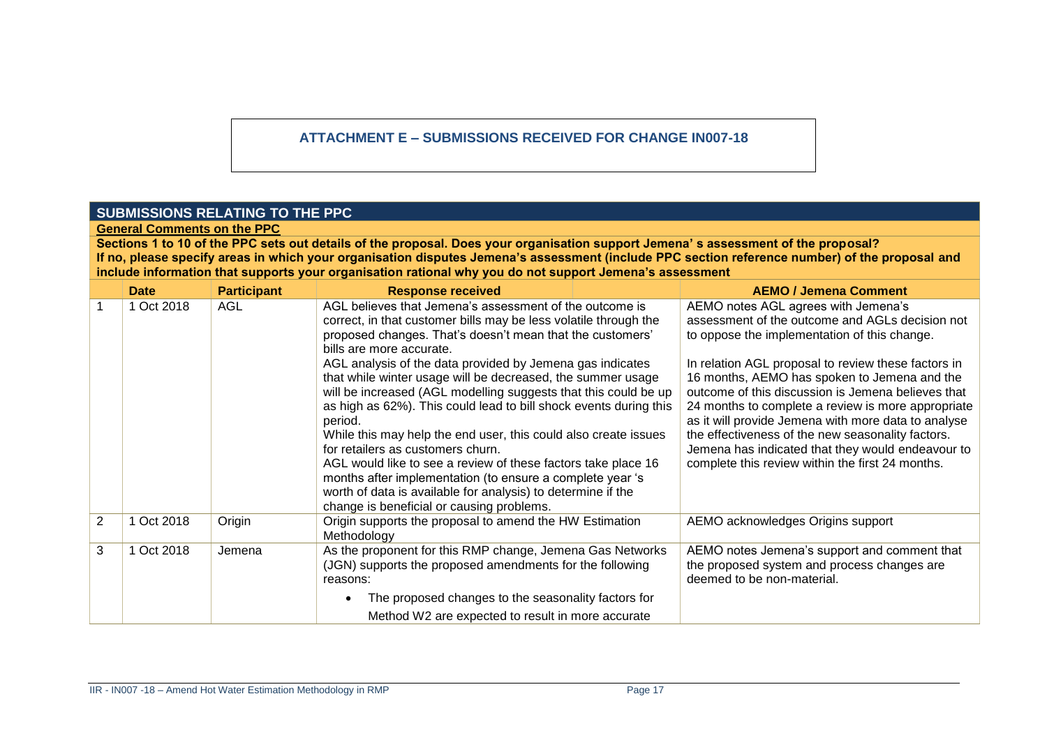**ATTACHMENT E – SUBMISSIONS RECEIVED FOR CHANGE IN007-18**

## SUBMISSIONS RELATING TO THE PPC

**General Comments on the PPC**

**Sections 1 to 10 of the PPC sets out details of the proposal. Does your organisation support Jemena' s assessment of the proposal?**
**If no, please specify areas in which your organisation disputes Jemena's assessment (include PPC section reference number) of the proposal and include information that supports your organisation rational why you do not support Jemena's assessment**

| | Date | Participant | Response received | AEMO / Jemena Comment |
|---|---|---|---|---|
| 1 | 1 Oct 2018 | AGL | AGL believes that Jemena's assessment of the outcome is correct, in that customer bills may be less volatile through the proposed changes. That's doesn't mean that the customers' bills are more accurate.<br>AGL analysis of the data provided by Jemena gas indicates that while winter usage will be decreased, the summer usage will be increased (AGL modelling suggests that this could be up as high as 62%). This could lead to bill shock events during this period.<br>While this may help the end user, this could also create issues for retailers as customers churn.<br>AGL would like to see a review of these factors take place 16 months after implementation (to ensure a complete year 's worth of data is available for analysis) to determine if the change is beneficial or causing problems. | AEMO notes AGL agrees with Jemena's assessment of the outcome and AGLs decision not to oppose the implementation of this change.<br><br>In relation AGL proposal to review these factors in 16 months, AEMO has spoken to Jemena and the outcome of this discussion is Jemena believes that 24 months to complete a review is more appropriate as it will provide Jemena with more data to analyse the effectiveness of the new seasonality factors. Jemena has indicated that they would endeavour to complete this review within the first 24 months. |
| 2 | 1 Oct 2018 | Origin | Origin supports the proposal to amend the HW Estimation Methodology | AEMO acknowledges Origins support |
| 3 | 1 Oct 2018 | Jemena | As the proponent for this RMP change, Jemena Gas Networks (JGN) supports the proposed amendments for the following reasons:<br>• The proposed changes to the seasonality factors for Method W2 are expected to result in more accurate | AEMO notes Jemena's support and comment that the proposed system and process changes are deemed to be non-material. |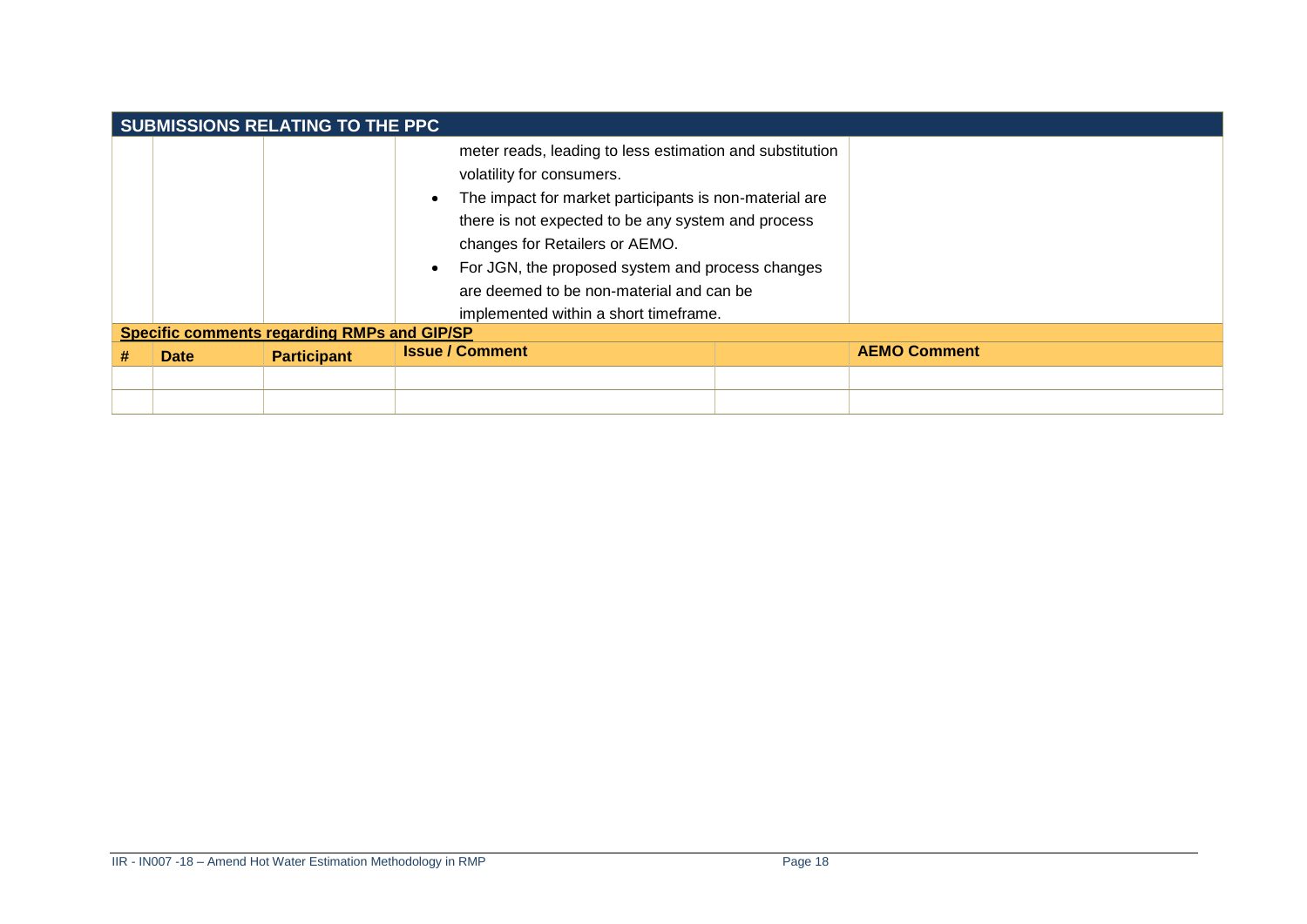| SUBMISSIONS RELATING TO THE PPC | | | | | |
|---|---|---|---|---|---|
| | | | meter reads, leading to less estimation and substitution volatility for consumers.<br>• The impact for market participants is non-material are there is not expected to be any system and process changes for Retailers or AEMO.<br>• For JGN, the proposed system and process changes are deemed to be non-material and can be implemented within a short timeframe. | | |
| **Specific comments regarding RMPs and GIP/SP** | | | | | |
| **#** | **Date** | **Participant** | **Issue / Comment** | | **AEMO Comment** |
| | | | | | |
| | | | | | |